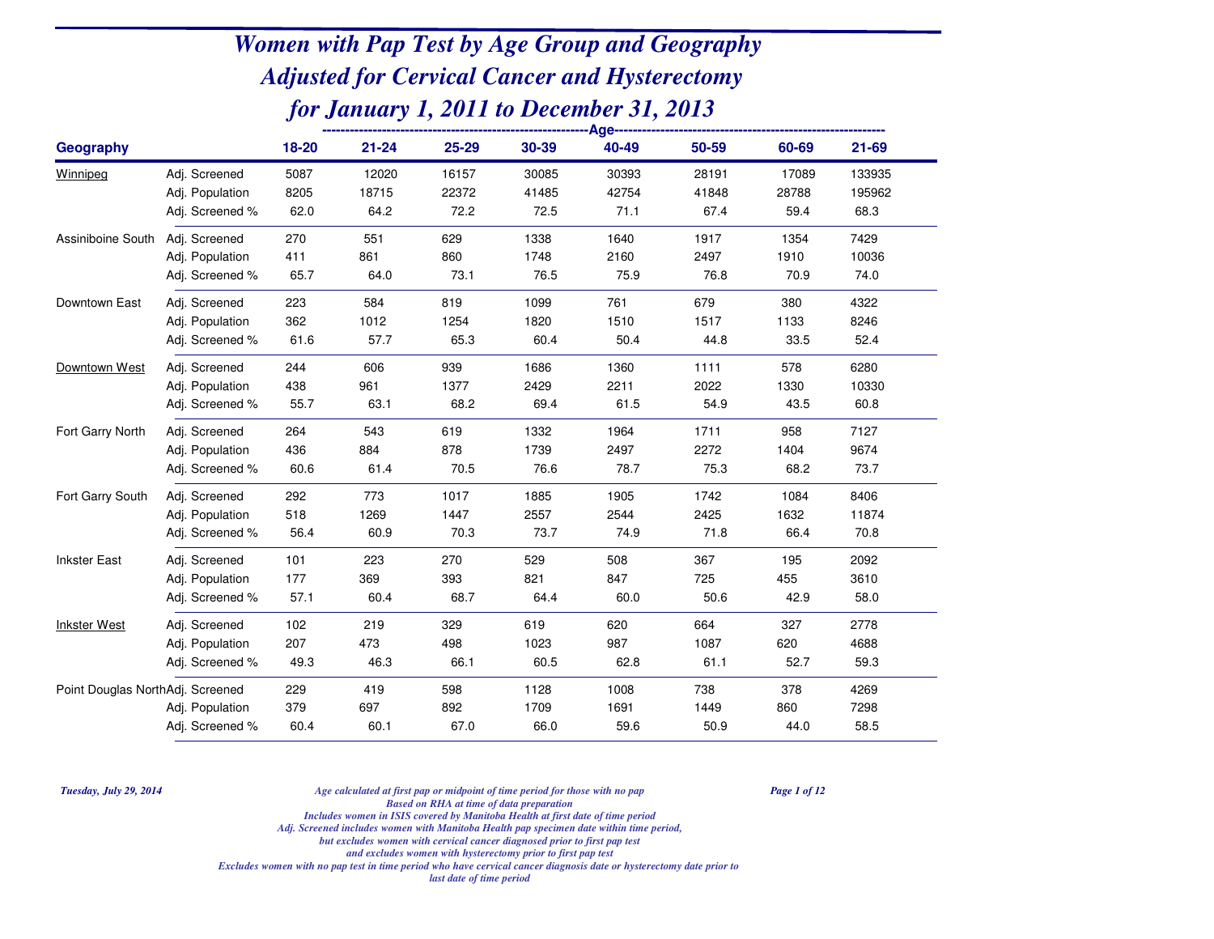# Women with Pap Test by Age Group and Geography
# Adjusted for Cervical Cancer and Hysterectomy
# for January 1, 2011 to December 31, 2013

| Geography | | 18-20 | 21-24 | 25-29 | 30-39 | 40-49 | 50-59 | 60-69 | 21-69 |
|---|---|---|---|---|---|---|---|---|---|
| Winnipeg | Adj. Screened | 5087 | 12020 | 16157 | 30085 | 30393 | 28191 | 17089 | 133935 |
| | Adj. Population | 8205 | 18715 | 22372 | 41485 | 42754 | 41848 | 28788 | 195962 |
| | Adj. Screened % | 62.0 | 64.2 | 72.2 | 72.5 | 71.1 | 67.4 | 59.4 | 68.3 |
| Assiniboine South | Adj. Screened | 270 | 551 | 629 | 1338 | 1640 | 1917 | 1354 | 7429 |
| | Adj. Population | 411 | 861 | 860 | 1748 | 2160 | 2497 | 1910 | 10036 |
| | Adj. Screened % | 65.7 | 64.0 | 73.1 | 76.5 | 75.9 | 76.8 | 70.9 | 74.0 |
| Downtown East | Adj. Screened | 223 | 584 | 819 | 1099 | 761 | 679 | 380 | 4322 |
| | Adj. Population | 362 | 1012 | 1254 | 1820 | 1510 | 1517 | 1133 | 8246 |
| | Adj. Screened % | 61.6 | 57.7 | 65.3 | 60.4 | 50.4 | 44.8 | 33.5 | 52.4 |
| Downtown West | Adj. Screened | 244 | 606 | 939 | 1686 | 1360 | 1111 | 578 | 6280 |
| | Adj. Population | 438 | 961 | 1377 | 2429 | 2211 | 2022 | 1330 | 10330 |
| | Adj. Screened % | 55.7 | 63.1 | 68.2 | 69.4 | 61.5 | 54.9 | 43.5 | 60.8 |
| Fort Garry North | Adj. Screened | 264 | 543 | 619 | 1332 | 1964 | 1711 | 958 | 7127 |
| | Adj. Population | 436 | 884 | 878 | 1739 | 2497 | 2272 | 1404 | 9674 |
| | Adj. Screened % | 60.6 | 61.4 | 70.5 | 76.6 | 78.7 | 75.3 | 68.2 | 73.7 |
| Fort Garry South | Adj. Screened | 292 | 773 | 1017 | 1885 | 1905 | 1742 | 1084 | 8406 |
| | Adj. Population | 518 | 1269 | 1447 | 2557 | 2544 | 2425 | 1632 | 11874 |
| | Adj. Screened % | 56.4 | 60.9 | 70.3 | 73.7 | 74.9 | 71.8 | 66.4 | 70.8 |
| Inkster East | Adj. Screened | 101 | 223 | 270 | 529 | 508 | 367 | 195 | 2092 |
| | Adj. Population | 177 | 369 | 393 | 821 | 847 | 725 | 455 | 3610 |
| | Adj. Screened % | 57.1 | 60.4 | 68.7 | 64.4 | 60.0 | 50.6 | 42.9 | 58.0 |
| Inkster West | Adj. Screened | 102 | 219 | 329 | 619 | 620 | 664 | 327 | 2778 |
| | Adj. Population | 207 | 473 | 498 | 1023 | 987 | 1087 | 620 | 4688 |
| | Adj. Screened % | 49.3 | 46.3 | 66.1 | 60.5 | 62.8 | 61.1 | 52.7 | 59.3 |
| Point Douglas North | Adj. Screened | 229 | 419 | 598 | 1128 | 1008 | 738 | 378 | 4269 |
| | Adj. Population | 379 | 697 | 892 | 1709 | 1691 | 1449 | 860 | 7298 |
| | Adj. Screened % | 60.4 | 60.1 | 67.0 | 66.0 | 59.6 | 50.9 | 44.0 | 58.5 |

*Tuesday, July 29, 2014*

*Age calculated at first pap or midpoint of time period for those with no pap*
*Based on RHA at time of data preparation*
*Includes women in ISIS covered by Manitoba Health at first date of time period*
*Adj. Screened includes women with Manitoba Health pap specimen date within time period,*
*but excludes women with cervical cancer diagnosed prior to first pap test*
*and excludes women with hysterectomy prior to first pap test*
*Excludes women with no pap test in time period who have cervical cancer diagnosis date or hysterectomy date prior to last date of time period*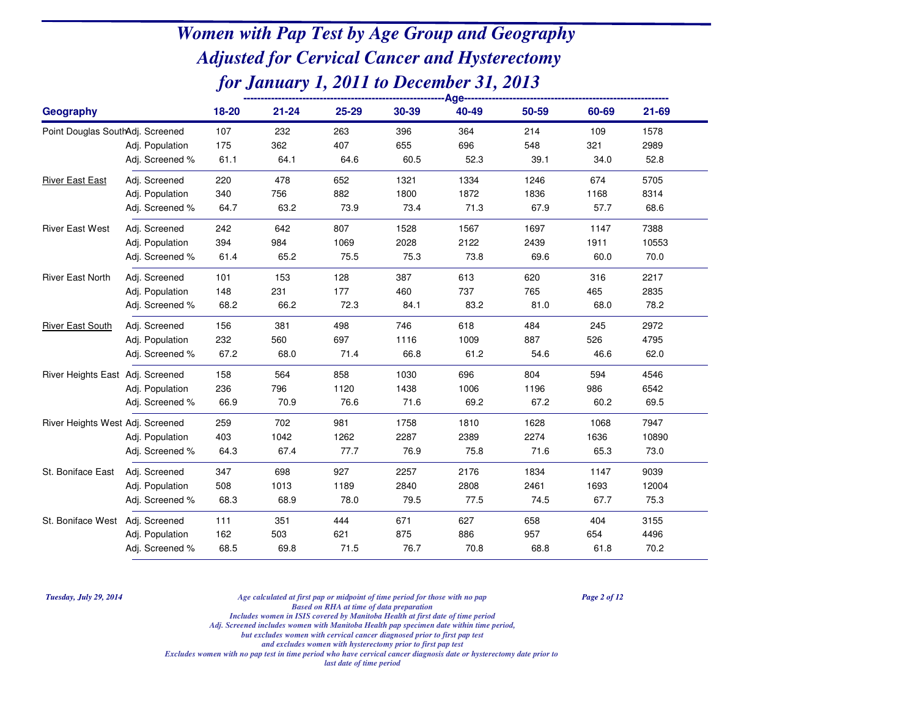# Women with Pap Test by Age Group and Geography Adjusted for Cervical Cancer and Hysterectomy for January 1, 2011 to December 31, 2013

| Geography | | 18-20 | 21-24 | 25-29 | 30-39 | 40-49 | 50-59 | 60-69 | 21-69 |
|---|---|---|---|---|---|---|---|---|---|
| Point Douglas South | Adj. Screened | 107 | 232 | 263 | 396 | 364 | 214 | 109 | 1578 |
| | Adj. Population | 175 | 362 | 407 | 655 | 696 | 548 | 321 | 2989 |
| | Adj. Screened % | 61.1 | 64.1 | 64.6 | 60.5 | 52.3 | 39.1 | 34.0 | 52.8 |
| River East East | Adj. Screened | 220 | 478 | 652 | 1321 | 1334 | 1246 | 674 | 5705 |
| | Adj. Population | 340 | 756 | 882 | 1800 | 1872 | 1836 | 1168 | 8314 |
| | Adj. Screened % | 64.7 | 63.2 | 73.9 | 73.4 | 71.3 | 67.9 | 57.7 | 68.6 |
| River East West | Adj. Screened | 242 | 642 | 807 | 1528 | 1567 | 1697 | 1147 | 7388 |
| | Adj. Population | 394 | 984 | 1069 | 2028 | 2122 | 2439 | 1911 | 10553 |
| | Adj. Screened % | 61.4 | 65.2 | 75.5 | 75.3 | 73.8 | 69.6 | 60.0 | 70.0 |
| River East North | Adj. Screened | 101 | 153 | 128 | 387 | 613 | 620 | 316 | 2217 |
| | Adj. Population | 148 | 231 | 177 | 460 | 737 | 765 | 465 | 2835 |
| | Adj. Screened % | 68.2 | 66.2 | 72.3 | 84.1 | 83.2 | 81.0 | 68.0 | 78.2 |
| River East South | Adj. Screened | 156 | 381 | 498 | 746 | 618 | 484 | 245 | 2972 |
| | Adj. Population | 232 | 560 | 697 | 1116 | 1009 | 887 | 526 | 4795 |
| | Adj. Screened % | 67.2 | 68.0 | 71.4 | 66.8 | 61.2 | 54.6 | 46.6 | 62.0 |
| River Heights East | Adj. Screened | 158 | 564 | 858 | 1030 | 696 | 804 | 594 | 4546 |
| | Adj. Population | 236 | 796 | 1120 | 1438 | 1006 | 1196 | 986 | 6542 |
| | Adj. Screened % | 66.9 | 70.9 | 76.6 | 71.6 | 69.2 | 67.2 | 60.2 | 69.5 |
| River Heights West | Adj. Screened | 259 | 702 | 981 | 1758 | 1810 | 1628 | 1068 | 7947 |
| | Adj. Population | 403 | 1042 | 1262 | 2287 | 2389 | 2274 | 1636 | 10890 |
| | Adj. Screened % | 64.3 | 67.4 | 77.7 | 76.9 | 75.8 | 71.6 | 65.3 | 73.0 |
| St. Boniface East | Adj. Screened | 347 | 698 | 927 | 2257 | 2176 | 1834 | 1147 | 9039 |
| | Adj. Population | 508 | 1013 | 1189 | 2840 | 2808 | 2461 | 1693 | 12004 |
| | Adj. Screened % | 68.3 | 68.9 | 78.0 | 79.5 | 77.5 | 74.5 | 67.7 | 75.3 |
| St. Boniface West | Adj. Screened | 111 | 351 | 444 | 671 | 627 | 658 | 404 | 3155 |
| | Adj. Population | 162 | 503 | 621 | 875 | 886 | 957 | 654 | 4496 |
| | Adj. Screened % | 68.5 | 69.8 | 71.5 | 76.7 | 70.8 | 68.8 | 61.8 | 70.2 |

*Tuesday, July 29, 2014*

*Age calculated at first pap or midpoint of time period for those with no pap*
*Based on RHA at time of data preparation*
*Includes women in ISIS covered by Manitoba Health at first date of time period*
*Adj. Screened includes women with Manitoba Health pap specimen date within time period, but excludes women with cervical cancer diagnosed prior to first pap test and excludes women with hysterectomy prior to first pap test*
*Excludes women with no pap test in time period who have cervical cancer diagnosis date or hysterectomy date prior to last date of time period*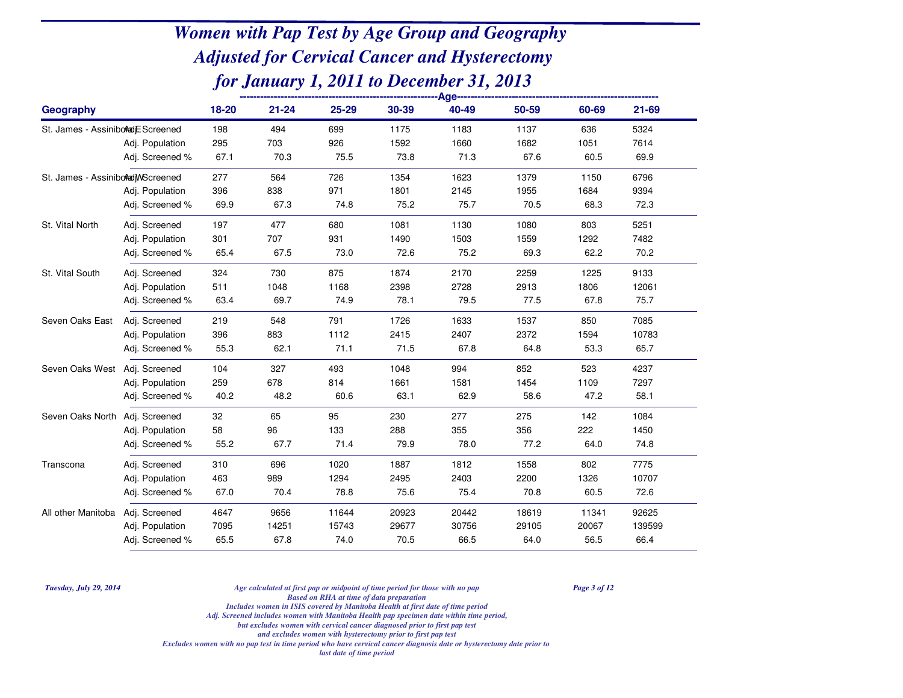# Women with Pap Test by Age Group and Geography
# Adjusted for Cervical Cancer and Hysterectomy
# for January 1, 2011 to December 31, 2013

| Geography | | Age 18-20 | 21-24 | 25-29 | 30-39 | 40-49 | 50-59 | 60-69 | 21-69 |
|---|---|---|---|---|---|---|---|---|---|
| St. James - Assiniboia E | Adj. Screened | 198 | 494 | 699 | 1175 | 1183 | 1137 | 636 | 5324 |
| | Adj. Population | 295 | 703 | 926 | 1592 | 1660 | 1682 | 1051 | 7614 |
| | Adj. Screened % | 67.1 | 70.3 | 75.5 | 73.8 | 71.3 | 67.6 | 60.5 | 69.9 |
| St. James - Assiniboia W | Adj. Screened | 277 | 564 | 726 | 1354 | 1623 | 1379 | 1150 | 6796 |
| | Adj. Population | 396 | 838 | 971 | 1801 | 2145 | 1955 | 1684 | 9394 |
| | Adj. Screened % | 69.9 | 67.3 | 74.8 | 75.2 | 75.7 | 70.5 | 68.3 | 72.3 |
| St. Vital North | Adj. Screened | 197 | 477 | 680 | 1081 | 1130 | 1080 | 803 | 5251 |
| | Adj. Population | 301 | 707 | 931 | 1490 | 1503 | 1559 | 1292 | 7482 |
| | Adj. Screened % | 65.4 | 67.5 | 73.0 | 72.6 | 75.2 | 69.3 | 62.2 | 70.2 |
| St. Vital South | Adj. Screened | 324 | 730 | 875 | 1874 | 2170 | 2259 | 1225 | 9133 |
| | Adj. Population | 511 | 1048 | 1168 | 2398 | 2728 | 2913 | 1806 | 12061 |
| | Adj. Screened % | 63.4 | 69.7 | 74.9 | 78.1 | 79.5 | 77.5 | 67.8 | 75.7 |
| Seven Oaks East | Adj. Screened | 219 | 548 | 791 | 1726 | 1633 | 1537 | 850 | 7085 |
| | Adj. Population | 396 | 883 | 1112 | 2415 | 2407 | 2372 | 1594 | 10783 |
| | Adj. Screened % | 55.3 | 62.1 | 71.1 | 71.5 | 67.8 | 64.8 | 53.3 | 65.7 |
| Seven Oaks West | Adj. Screened | 104 | 327 | 493 | 1048 | 994 | 852 | 523 | 4237 |
| | Adj. Population | 259 | 678 | 814 | 1661 | 1581 | 1454 | 1109 | 7297 |
| | Adj. Screened % | 40.2 | 48.2 | 60.6 | 63.1 | 62.9 | 58.6 | 47.2 | 58.1 |
| Seven Oaks North | Adj. Screened | 32 | 65 | 95 | 230 | 277 | 275 | 142 | 1084 |
| | Adj. Population | 58 | 96 | 133 | 288 | 355 | 356 | 222 | 1450 |
| | Adj. Screened % | 55.2 | 67.7 | 71.4 | 79.9 | 78.0 | 77.2 | 64.0 | 74.8 |
| Transcona | Adj. Screened | 310 | 696 | 1020 | 1887 | 1812 | 1558 | 802 | 7775 |
| | Adj. Population | 463 | 989 | 1294 | 2495 | 2403 | 2200 | 1326 | 10707 |
| | Adj. Screened % | 67.0 | 70.4 | 78.8 | 75.6 | 75.4 | 70.8 | 60.5 | 72.6 |
| All other Manitoba | Adj. Screened | 4647 | 9656 | 11644 | 20923 | 20442 | 18619 | 11341 | 92625 |
| | Adj. Population | 7095 | 14251 | 15743 | 29677 | 30756 | 29105 | 20067 | 139599 |
| | Adj. Screened % | 65.5 | 67.8 | 74.0 | 70.5 | 66.5 | 64.0 | 56.5 | 66.4 |

*Tuesday, July 29, 2014*

*Age calculated at first pap or midpoint of time period for those with no pap*
*Based on RHA at time of data preparation*
*Includes women in ISIS covered by Manitoba Health at first date of time period*
*Adj. Screened includes women with Manitoba Health pap specimen date within time period,*
*but excludes women with cervical cancer diagnosed prior to first pap test*
*and excludes women with hysterectomy prior to first pap test*
*Excludes women with no pap test in time period who have cervical cancer diagnosis date or hysterectomy date prior to last date of time period*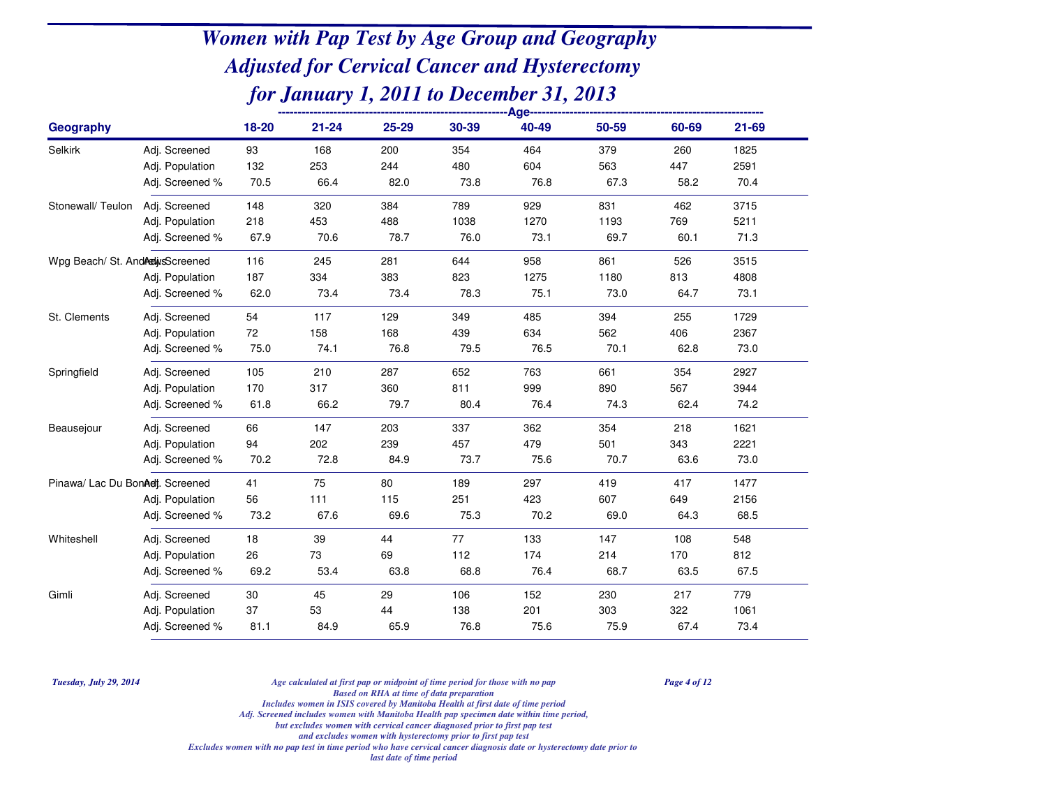# Women with Pap Test by Age Group and Geography
## Adjusted for Cervical Cancer and Hysterectomy
## for January 1, 2011 to December 31, 2013

| Geography | | 18-20 | 21-24 | 25-29 | 30-39 | 40-49 | 50-59 | 60-69 | 21-69 |
|---|---|---|---|---|---|---|---|---|---|
| Selkirk | Adj. Screened | 93 | 168 | 200 | 354 | 464 | 379 | 260 | 1825 |
| | Adj. Population | 132 | 253 | 244 | 480 | 604 | 563 | 447 | 2591 |
| | Adj. Screened % | 70.5 | 66.4 | 82.0 | 73.8 | 76.8 | 67.3 | 58.2 | 70.4 |
| Stonewall/ Teulon | Adj. Screened | 148 | 320 | 384 | 789 | 929 | 831 | 462 | 3715 |
| | Adj. Population | 218 | 453 | 488 | 1038 | 1270 | 1193 | 769 | 5211 |
| | Adj. Screened % | 67.9 | 70.6 | 78.7 | 76.0 | 73.1 | 69.7 | 60.1 | 71.3 |
| Wpg Beach/ St. Andrews | Adj. Screened | 116 | 245 | 281 | 644 | 958 | 861 | 526 | 3515 |
| | Adj. Population | 187 | 334 | 383 | 823 | 1275 | 1180 | 813 | 4808 |
| | Adj. Screened % | 62.0 | 73.4 | 73.4 | 78.3 | 75.1 | 73.0 | 64.7 | 73.1 |
| St. Clements | Adj. Screened | 54 | 117 | 129 | 349 | 485 | 394 | 255 | 1729 |
| | Adj. Population | 72 | 158 | 168 | 439 | 634 | 562 | 406 | 2367 |
| | Adj. Screened % | 75.0 | 74.1 | 76.8 | 79.5 | 76.5 | 70.1 | 62.8 | 73.0 |
| Springfield | Adj. Screened | 105 | 210 | 287 | 652 | 763 | 661 | 354 | 2927 |
| | Adj. Population | 170 | 317 | 360 | 811 | 999 | 890 | 567 | 3944 |
| | Adj. Screened % | 61.8 | 66.2 | 79.7 | 80.4 | 76.4 | 74.3 | 62.4 | 74.2 |
| Beausejour | Adj. Screened | 66 | 147 | 203 | 337 | 362 | 354 | 218 | 1621 |
| | Adj. Population | 94 | 202 | 239 | 457 | 479 | 501 | 343 | 2221 |
| | Adj. Screened % | 70.2 | 72.8 | 84.9 | 73.7 | 75.6 | 70.7 | 63.6 | 73.0 |
| Pinawa/ Lac Du Bonnet | Adj. Screened | 41 | 75 | 80 | 189 | 297 | 419 | 417 | 1477 |
| | Adj. Population | 56 | 111 | 115 | 251 | 423 | 607 | 649 | 2156 |
| | Adj. Screened % | 73.2 | 67.6 | 69.6 | 75.3 | 70.2 | 69.0 | 64.3 | 68.5 |
| Whiteshell | Adj. Screened | 18 | 39 | 44 | 77 | 133 | 147 | 108 | 548 |
| | Adj. Population | 26 | 73 | 69 | 112 | 174 | 214 | 170 | 812 |
| | Adj. Screened % | 69.2 | 53.4 | 63.8 | 68.8 | 76.4 | 68.7 | 63.5 | 67.5 |
| Gimli | Adj. Screened | 30 | 45 | 29 | 106 | 152 | 230 | 217 | 779 |
| | Adj. Population | 37 | 53 | 44 | 138 | 201 | 303 | 322 | 1061 |
| | Adj. Screened % | 81.1 | 84.9 | 65.9 | 76.8 | 75.6 | 75.9 | 67.4 | 73.4 |

*Tuesday, July 29, 2014*

*Age calculated at first pap or midpoint of time period for those with no pap*
*Based on RHA at time of data preparation*
*Includes women in ISIS covered by Manitoba Health at first date of time period*
*Adj. Screened includes women with Manitoba Health pap specimen date within time period, but excludes women with cervical cancer diagnosed prior to first pap test and excludes women with hysterectomy prior to first pap test*
*Excludes women with no pap test in time period who have cervical cancer diagnosis date or hysterectomy date prior to last date of time period*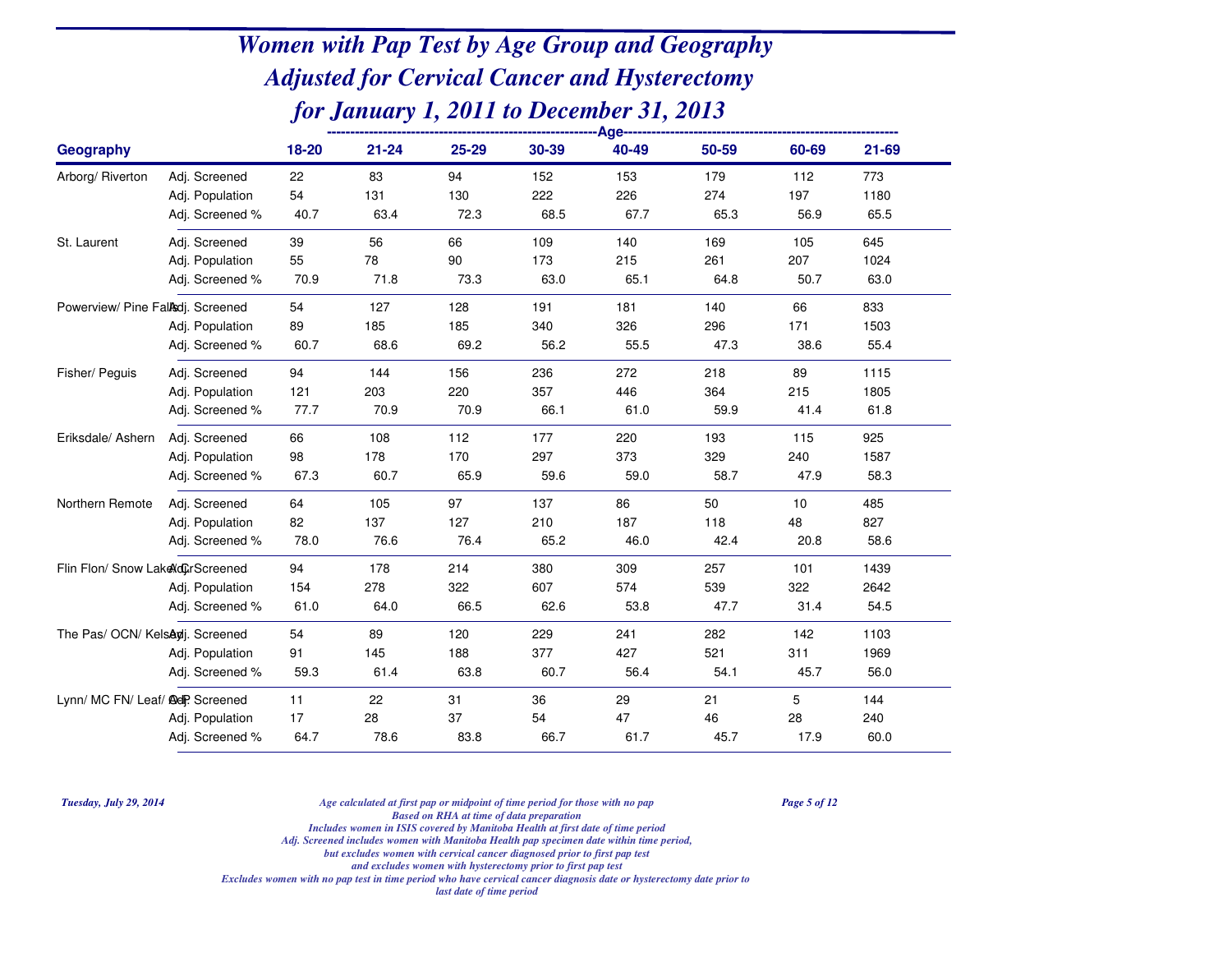# Women with Pap Test by Age Group and Geography
# Adjusted for Cervical Cancer and Hysterectomy
# for January 1, 2011 to December 31, 2013

| Geography | | Age 18-20 | 21-24 | 25-29 | 30-39 | 40-49 | 50-59 | 60-69 | 21-69 |
|---|---|---|---|---|---|---|---|---|---|
| Arborg/ Riverton | Adj. Screened | 22 | 83 | 94 | 152 | 153 | 179 | 112 | 773 |
| | Adj. Population | 54 | 131 | 130 | 222 | 226 | 274 | 197 | 1180 |
| | Adj. Screened % | 40.7 | 63.4 | 72.3 | 68.5 | 67.7 | 65.3 | 56.9 | 65.5 |
| St. Laurent | Adj. Screened | 39 | 56 | 66 | 109 | 140 | 169 | 105 | 645 |
| | Adj. Population | 55 | 78 | 90 | 173 | 215 | 261 | 207 | 1024 |
| | Adj. Screened % | 70.9 | 71.8 | 73.3 | 63.0 | 65.1 | 64.8 | 50.7 | 63.0 |
| Powerview/ Pine Falls | Adj. Screened | 54 | 127 | 128 | 191 | 181 | 140 | 66 | 833 |
| | Adj. Population | 89 | 185 | 185 | 340 | 326 | 296 | 171 | 1503 |
| | Adj. Screened % | 60.7 | 68.6 | 69.2 | 56.2 | 55.5 | 47.3 | 38.6 | 55.4 |
| Fisher/ Peguis | Adj. Screened | 94 | 144 | 156 | 236 | 272 | 218 | 89 | 1115 |
| | Adj. Population | 121 | 203 | 220 | 357 | 446 | 364 | 215 | 1805 |
| | Adj. Screened % | 77.7 | 70.9 | 70.9 | 66.1 | 61.0 | 59.9 | 41.4 | 61.8 |
| Eriksdale/ Ashern | Adj. Screened | 66 | 108 | 112 | 177 | 220 | 193 | 115 | 925 |
| | Adj. Population | 98 | 178 | 170 | 297 | 373 | 329 | 240 | 1587 |
| | Adj. Screened % | 67.3 | 60.7 | 65.9 | 59.6 | 59.0 | 58.7 | 47.9 | 58.3 |
| Northern Remote | Adj. Screened | 64 | 105 | 97 | 137 | 86 | 50 | 10 | 485 |
| | Adj. Population | 82 | 137 | 127 | 210 | 187 | 118 | 48 | 827 |
| | Adj. Screened % | 78.0 | 76.6 | 76.4 | 65.2 | 46.0 | 42.4 | 20.8 | 58.6 |
| Flin Flon/ Snow Lake/ Cr | Adj. Screened | 94 | 178 | 214 | 380 | 309 | 257 | 101 | 1439 |
| | Adj. Population | 154 | 278 | 322 | 607 | 574 | 539 | 322 | 2642 |
| | Adj. Screened % | 61.0 | 64.0 | 66.5 | 62.6 | 53.8 | 47.7 | 31.4 | 54.5 |
| The Pas/ OCN/ Kelsey | Adj. Screened | 54 | 89 | 120 | 229 | 241 | 282 | 142 | 1103 |
| | Adj. Population | 91 | 145 | 188 | 377 | 427 | 521 | 311 | 1969 |
| | Adj. Screened % | 59.3 | 61.4 | 63.8 | 60.7 | 56.4 | 54.1 | 45.7 | 56.0 |
| Lynn/ MC FN/ Leaf/ Oth | Adj. Screened | 11 | 22 | 31 | 36 | 29 | 21 | 5 | 144 |
| | Adj. Population | 17 | 28 | 37 | 54 | 47 | 46 | 28 | 240 |
| | Adj. Screened % | 64.7 | 78.6 | 83.8 | 66.7 | 61.7 | 45.7 | 17.9 | 60.0 |

*Tuesday, July 29, 2014*

*Age calculated at first pap or midpoint of time period for those with no pap*
*Based on RHA at time of data preparation*
*Includes women in ISIS covered by Manitoba Health at first date of time period*
*Adj. Screened includes women with Manitoba Health pap specimen date within time period,*
*but excludes women with cervical cancer diagnosed prior to first pap test*
*and excludes women with hysterectomy prior to first pap test*
*Excludes women with no pap test in time period who have cervical cancer diagnosis date or hysterectomy date prior to last date of time period*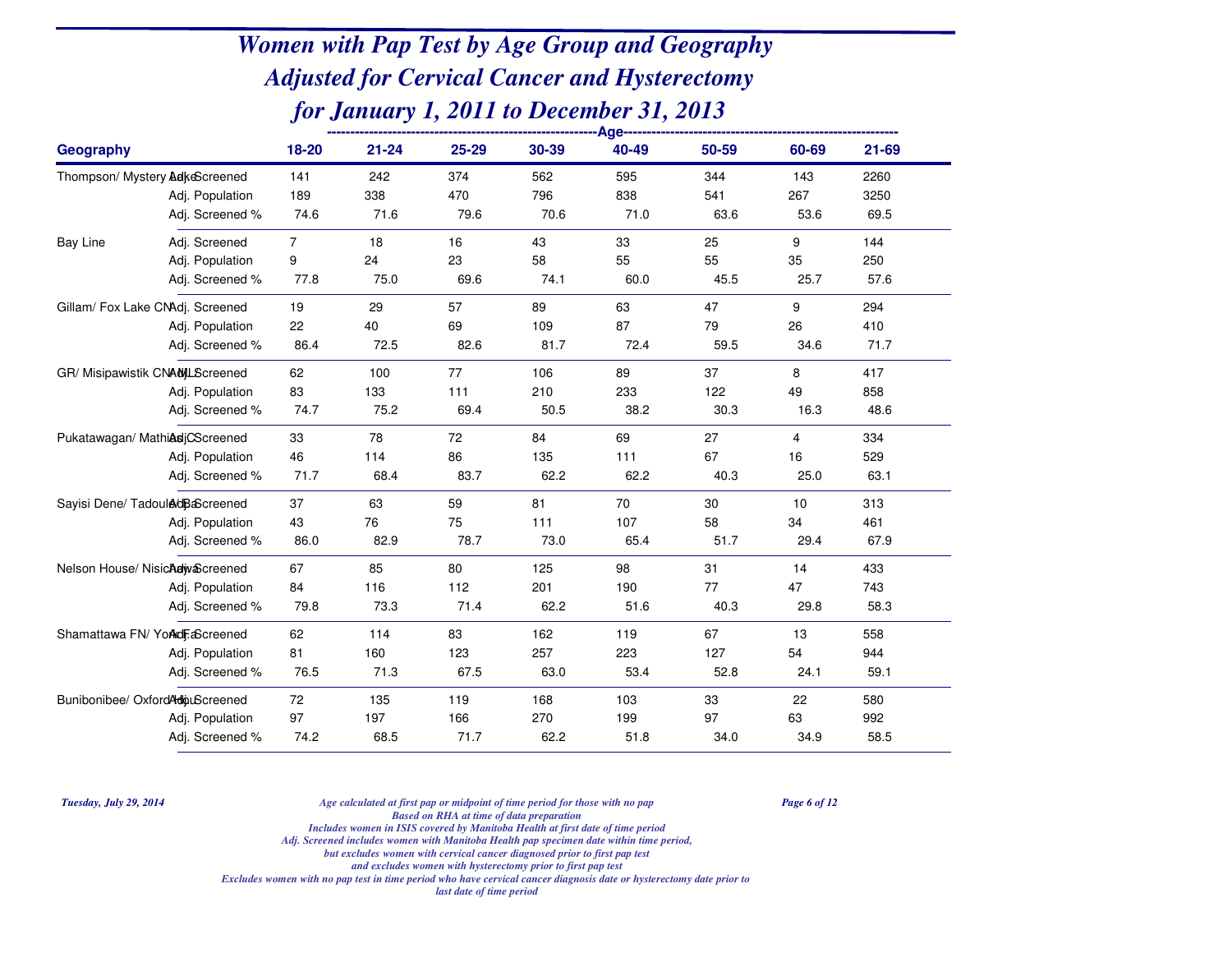# Women with Pap Test by Age Group and Geography
## Adjusted for Cervical Cancer and Hysterectomy
## for January 1, 2011 to December 31, 2013

| Geography | | Age 18-20 | 21-24 | 25-29 | 30-39 | 40-49 | 50-59 | 60-69 | 21-69 |
|---|---|---|---|---|---|---|---|---|---|
| Thompson/ Mystery Lake | Adj. Screened | 141 | 242 | 374 | 562 | 595 | 344 | 143 | 2260 |
| | Adj. Population | 189 | 338 | 470 | 796 | 838 | 541 | 267 | 3250 |
| | Adj. Screened % | 74.6 | 71.6 | 79.6 | 70.6 | 71.0 | 63.6 | 53.6 | 69.5 |
| Bay Line | Adj. Screened | 7 | 18 | 16 | 43 | 33 | 25 | 9 | 144 |
| | Adj. Population | 9 | 24 | 23 | 58 | 55 | 55 | 35 | 250 |
| | Adj. Screened % | 77.8 | 75.0 | 69.6 | 74.1 | 60.0 | 45.5 | 25.7 | 57.6 |
| Gillam/ Fox Lake CN | Adj. Screened | 19 | 29 | 57 | 89 | 63 | 47 | 9 | 294 |
| | Adj. Population | 22 | 40 | 69 | 109 | 87 | 79 | 26 | 410 |
| | Adj. Screened % | 86.4 | 72.5 | 82.6 | 81.7 | 72.4 | 59.5 | 34.6 | 71.7 |
| GR/ Misipawistik CN/ML | Adj. Screened | 62 | 100 | 77 | 106 | 89 | 37 | 8 | 417 |
| | Adj. Population | 83 | 133 | 111 | 210 | 233 | 122 | 49 | 858 |
| | Adj. Screened % | 74.7 | 75.2 | 69.4 | 50.5 | 38.2 | 30.3 | 16.3 | 48.6 |
| Pukatawagan/ Mathias C | Adj. Screened | 33 | 78 | 72 | 84 | 69 | 27 | 4 | 334 |
| | Adj. Population | 46 | 114 | 86 | 135 | 111 | 67 | 16 | 529 |
| | Adj. Screened % | 71.7 | 68.4 | 83.7 | 62.2 | 62.2 | 40.3 | 25.0 | 63.1 |
| Sayisi Dene/ Tadoule Ba | Adj. Screened | 37 | 63 | 59 | 81 | 70 | 30 | 10 | 313 |
| | Adj. Population | 43 | 76 | 75 | 111 | 107 | 58 | 34 | 461 |
| | Adj. Screened % | 86.0 | 82.9 | 78.7 | 73.0 | 65.4 | 51.7 | 29.4 | 67.9 |
| Nelson House/ Nisichawa | Adj. Screened | 67 | 85 | 80 | 125 | 98 | 31 | 14 | 433 |
| | Adj. Population | 84 | 116 | 112 | 201 | 190 | 77 | 47 | 743 |
| | Adj. Screened % | 79.8 | 73.3 | 71.4 | 62.2 | 51.6 | 40.3 | 29.8 | 58.3 |
| Shamattawa FN/ York F | Adj. Screened | 62 | 114 | 83 | 162 | 119 | 67 | 13 | 558 |
| | Adj. Population | 81 | 160 | 123 | 257 | 223 | 127 | 54 | 944 |
| | Adj. Screened % | 76.5 | 71.3 | 67.5 | 63.0 | 53.4 | 52.8 | 24.1 | 59.1 |
| Bunibonibee/ Oxford Hou | Adj. Screened | 72 | 135 | 119 | 168 | 103 | 33 | 22 | 580 |
| | Adj. Population | 97 | 197 | 166 | 270 | 199 | 97 | 63 | 992 |
| | Adj. Screened % | 74.2 | 68.5 | 71.7 | 62.2 | 51.8 | 34.0 | 34.9 | 58.5 |

*Tuesday, July 29, 2014*

*Age calculated at first pap or midpoint of time period for those with no pap*
*Based on RHA at time of data preparation*
*Includes women in ISIS covered by Manitoba Health at first date of time period*
*Adj. Screened includes women with Manitoba Health pap specimen date within time period,*
*but excludes women with cervical cancer diagnosed prior to first pap test*
*and excludes women with hysterectomy prior to first pap test*
*Excludes women with no pap test in time period who have cervical cancer diagnosis date or hysterectomy date prior to last date of time period*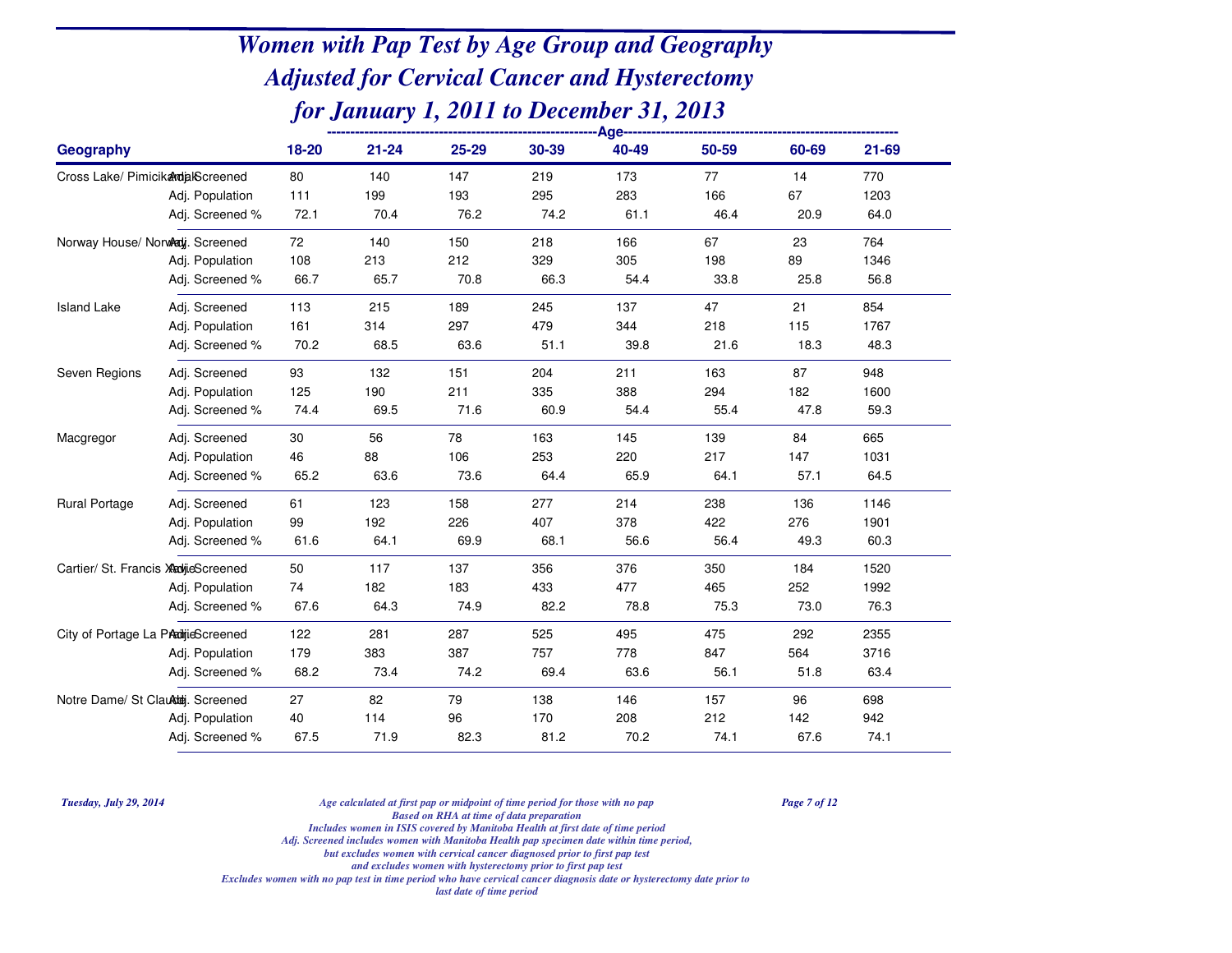# Women with Pap Test by Age Group and Geography
# Adjusted for Cervical Cancer and Hysterectomy
# for January 1, 2011 to December 31, 2013

| Geography | | Age | | | | | | | |
|---|---|---|---|---|---|---|---|---|---|
| | | 18-20 | 21-24 | 25-29 | 30-39 | 40-49 | 50-59 | 60-69 | 21-69 |
| Cross Lake/ Pimicikamak | Adj. Screened | 80 | 140 | 147 | 219 | 173 | 77 | 14 | 770 |
| | Adj. Population | 111 | 199 | 193 | 295 | 283 | 166 | 67 | 1203 |
| | Adj. Screened % | 72.1 | 70.4 | 76.2 | 74.2 | 61.1 | 46.4 | 20.9 | 64.0 |
| Norway House/ Norway | Adj. Screened | 72 | 140 | 150 | 218 | 166 | 67 | 23 | 764 |
| | Adj. Population | 108 | 213 | 212 | 329 | 305 | 198 | 89 | 1346 |
| | Adj. Screened % | 66.7 | 65.7 | 70.8 | 66.3 | 54.4 | 33.8 | 25.8 | 56.8 |
| Island Lake | Adj. Screened | 113 | 215 | 189 | 245 | 137 | 47 | 21 | 854 |
| | Adj. Population | 161 | 314 | 297 | 479 | 344 | 218 | 115 | 1767 |
| | Adj. Screened % | 70.2 | 68.5 | 63.6 | 51.1 | 39.8 | 21.6 | 18.3 | 48.3 |
| Seven Regions | Adj. Screened | 93 | 132 | 151 | 204 | 211 | 163 | 87 | 948 |
| | Adj. Population | 125 | 190 | 211 | 335 | 388 | 294 | 182 | 1600 |
| | Adj. Screened % | 74.4 | 69.5 | 71.6 | 60.9 | 54.4 | 55.4 | 47.8 | 59.3 |
| Macgregor | Adj. Screened | 30 | 56 | 78 | 163 | 145 | 139 | 84 | 665 |
| | Adj. Population | 46 | 88 | 106 | 253 | 220 | 217 | 147 | 1031 |
| | Adj. Screened % | 65.2 | 63.6 | 73.6 | 64.4 | 65.9 | 64.1 | 57.1 | 64.5 |
| Rural Portage | Adj. Screened | 61 | 123 | 158 | 277 | 214 | 238 | 136 | 1146 |
| | Adj. Population | 99 | 192 | 226 | 407 | 378 | 422 | 276 | 1901 |
| | Adj. Screened % | 61.6 | 64.1 | 69.9 | 68.1 | 56.6 | 56.4 | 49.3 | 60.3 |
| Cartier/ St. Francis Xavier | Adj. Screened | 50 | 117 | 137 | 356 | 376 | 350 | 184 | 1520 |
| | Adj. Population | 74 | 182 | 183 | 433 | 477 | 465 | 252 | 1992 |
| | Adj. Screened % | 67.6 | 64.3 | 74.9 | 82.2 | 78.8 | 75.3 | 73.0 | 76.3 |
| City of Portage La Prairie | Adj. Screened | 122 | 281 | 287 | 525 | 495 | 475 | 292 | 2355 |
| | Adj. Population | 179 | 383 | 387 | 757 | 778 | 847 | 564 | 3716 |
| | Adj. Screened % | 68.2 | 73.4 | 74.2 | 69.4 | 63.6 | 56.1 | 51.8 | 63.4 |
| Notre Dame/ St Claude | Adj. Screened | 27 | 82 | 79 | 138 | 146 | 157 | 96 | 698 |
| | Adj. Population | 40 | 114 | 96 | 170 | 208 | 212 | 142 | 942 |
| | Adj. Screened % | 67.5 | 71.9 | 82.3 | 81.2 | 70.2 | 74.1 | 67.6 | 74.1 |

*Tuesday, July 29, 2014*

*Age calculated at first pap or midpoint of time period for those with no pap*
*Based on RHA at time of data preparation*
*Includes women in ISIS covered by Manitoba Health at first date of time period*
*Adj. Screened includes women with Manitoba Health pap specimen date within time period,*
*but excludes women with cervical cancer diagnosed prior to first pap test*
*and excludes women with hysterectomy prior to first pap test*
*Excludes women with no pap test in time period who have cervical cancer diagnosis date or hysterectomy date prior to last date of time period*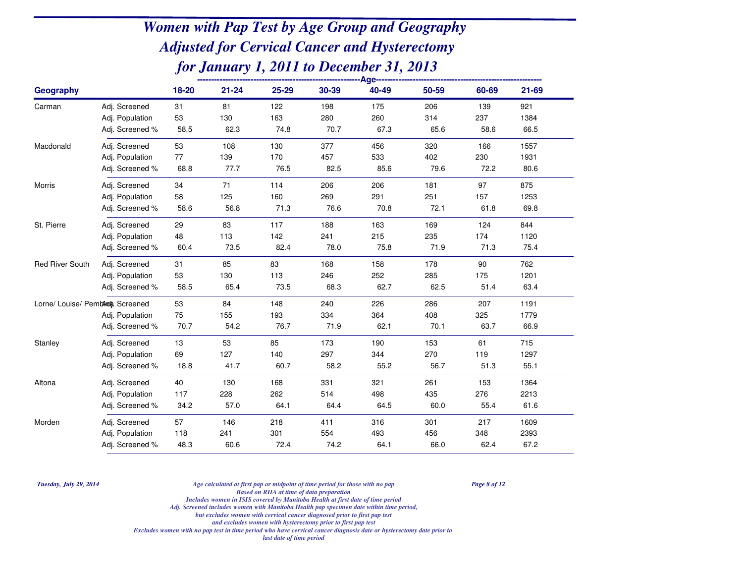# Women with Pap Test by Age Group and Geography
# Adjusted for Cervical Cancer and Hysterectomy
# for January 1, 2011 to December 31, 2013

| Geography | | 18-20 | 21-24 | 25-29 | 30-39 | 40-49 | 50-59 | 60-69 | 21-69 |
|---|---|---|---|---|---|---|---|---|---|
| | | Age | | | | | | | |
| Carman | Adj. Screened | 31 | 81 | 122 | 198 | 175 | 206 | 139 | 921 |
| | Adj. Population | 53 | 130 | 163 | 280 | 260 | 314 | 237 | 1384 |
| | Adj. Screened % | 58.5 | 62.3 | 74.8 | 70.7 | 67.3 | 65.6 | 58.6 | 66.5 |
| Macdonald | Adj. Screened | 53 | 108 | 130 | 377 | 456 | 320 | 166 | 1557 |
| | Adj. Population | 77 | 139 | 170 | 457 | 533 | 402 | 230 | 1931 |
| | Adj. Screened % | 68.8 | 77.7 | 76.5 | 82.5 | 85.6 | 79.6 | 72.2 | 80.6 |
| Morris | Adj. Screened | 34 | 71 | 114 | 206 | 206 | 181 | 97 | 875 |
| | Adj. Population | 58 | 125 | 160 | 269 | 291 | 251 | 157 | 1253 |
| | Adj. Screened % | 58.6 | 56.8 | 71.3 | 76.6 | 70.8 | 72.1 | 61.8 | 69.8 |
| St. Pierre | Adj. Screened | 29 | 83 | 117 | 188 | 163 | 169 | 124 | 844 |
| | Adj. Population | 48 | 113 | 142 | 241 | 215 | 235 | 174 | 1120 |
| | Adj. Screened % | 60.4 | 73.5 | 82.4 | 78.0 | 75.8 | 71.9 | 71.3 | 75.4 |
| Red River South | Adj. Screened | 31 | 85 | 83 | 168 | 158 | 178 | 90 | 762 |
| | Adj. Population | 53 | 130 | 113 | 246 | 252 | 285 | 175 | 1201 |
| | Adj. Screened % | 58.5 | 65.4 | 73.5 | 68.3 | 62.7 | 62.5 | 51.4 | 63.4 |
| Lorne/ Louise/ Pembina | Adj. Screened | 53 | 84 | 148 | 240 | 226 | 286 | 207 | 1191 |
| | Adj. Population | 75 | 155 | 193 | 334 | 364 | 408 | 325 | 1779 |
| | Adj. Screened % | 70.7 | 54.2 | 76.7 | 71.9 | 62.1 | 70.1 | 63.7 | 66.9 |
| Stanley | Adj. Screened | 13 | 53 | 85 | 173 | 190 | 153 | 61 | 715 |
| | Adj. Population | 69 | 127 | 140 | 297 | 344 | 270 | 119 | 1297 |
| | Adj. Screened % | 18.8 | 41.7 | 60.7 | 58.2 | 55.2 | 56.7 | 51.3 | 55.1 |
| Altona | Adj. Screened | 40 | 130 | 168 | 331 | 321 | 261 | 153 | 1364 |
| | Adj. Population | 117 | 228 | 262 | 514 | 498 | 435 | 276 | 2213 |
| | Adj. Screened % | 34.2 | 57.0 | 64.1 | 64.4 | 64.5 | 60.0 | 55.4 | 61.6 |
| Morden | Adj. Screened | 57 | 146 | 218 | 411 | 316 | 301 | 217 | 1609 |
| | Adj. Population | 118 | 241 | 301 | 554 | 493 | 456 | 348 | 2393 |
| | Adj. Screened % | 48.3 | 60.6 | 72.4 | 74.2 | 64.1 | 66.0 | 62.4 | 67.2 |

*Tuesday, July 29, 2014*

*Age calculated at first pap or midpoint of time period for those with no pap*
*Based on RHA at time of data preparation*
*Includes women in ISIS covered by Manitoba Health at first date of time period*
*Adj. Screened includes women with Manitoba Health pap specimen date within time period,*
*but excludes women with cervical cancer diagnosed prior to first pap test*
*and excludes women with hysterectomy prior to first pap test*
*Excludes women with no pap test in time period who have cervical cancer diagnosis date or hysterectomy date prior to last date of time period*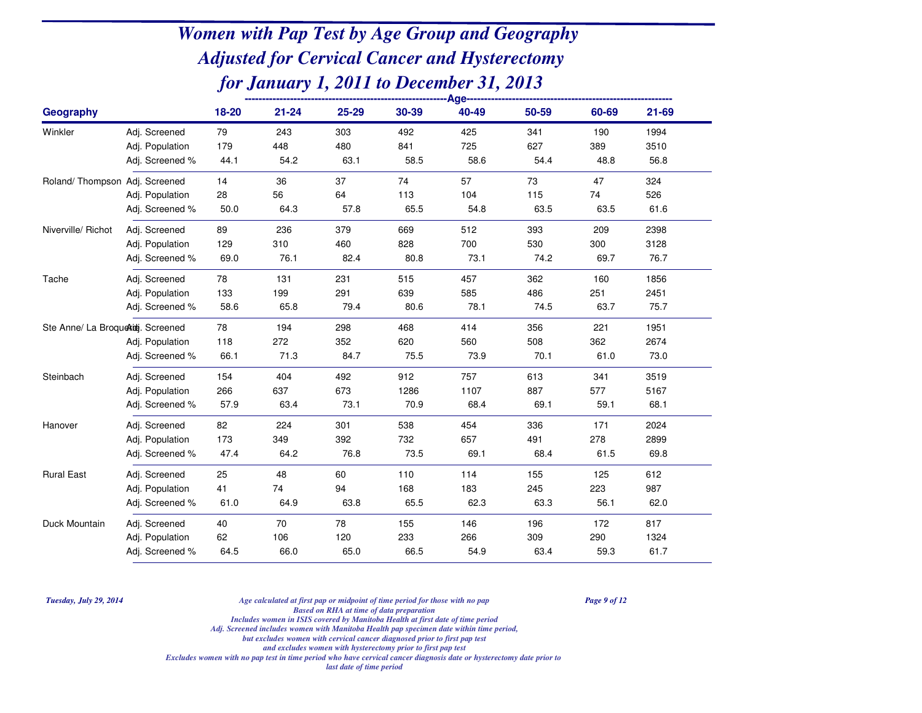# Women with Pap Test by Age Group and Geography
# Adjusted for Cervical Cancer and Hysterectomy
# for January 1, 2011 to December 31, 2013

| Geography | | 18-20 | 21-24 | 25-29 | 30-39 | 40-49 | 50-59 | 60-69 | 21-69 |
|---|---|---|---|---|---|---|---|---|---|
| | | Age | | | | | | | |
| Winkler | Adj. Screened | 79 | 243 | 303 | 492 | 425 | 341 | 190 | 1994 |
| | Adj. Population | 179 | 448 | 480 | 841 | 725 | 627 | 389 | 3510 |
| | Adj. Screened % | 44.1 | 54.2 | 63.1 | 58.5 | 58.6 | 54.4 | 48.8 | 56.8 |
| Roland/ Thompson | Adj. Screened | 14 | 36 | 37 | 74 | 57 | 73 | 47 | 324 |
| | Adj. Population | 28 | 56 | 64 | 113 | 104 | 115 | 74 | 526 |
| | Adj. Screened % | 50.0 | 64.3 | 57.8 | 65.5 | 54.8 | 63.5 | 63.5 | 61.6 |
| Niverville/ Richot | Adj. Screened | 89 | 236 | 379 | 669 | 512 | 393 | 209 | 2398 |
| | Adj. Population | 129 | 310 | 460 | 828 | 700 | 530 | 300 | 3128 |
| | Adj. Screened % | 69.0 | 76.1 | 82.4 | 80.8 | 73.1 | 74.2 | 69.7 | 76.7 |
| Tache | Adj. Screened | 78 | 131 | 231 | 515 | 457 | 362 | 160 | 1856 |
| | Adj. Population | 133 | 199 | 291 | 639 | 585 | 486 | 251 | 2451 |
| | Adj. Screened % | 58.6 | 65.8 | 79.4 | 80.6 | 78.1 | 74.5 | 63.7 | 75.7 |
| Ste Anne/ La Broquerie | Adj. Screened | 78 | 194 | 298 | 468 | 414 | 356 | 221 | 1951 |
| | Adj. Population | 118 | 272 | 352 | 620 | 560 | 508 | 362 | 2674 |
| | Adj. Screened % | 66.1 | 71.3 | 84.7 | 75.5 | 73.9 | 70.1 | 61.0 | 73.0 |
| Steinbach | Adj. Screened | 154 | 404 | 492 | 912 | 757 | 613 | 341 | 3519 |
| | Adj. Population | 266 | 637 | 673 | 1286 | 1107 | 887 | 577 | 5167 |
| | Adj. Screened % | 57.9 | 63.4 | 73.1 | 70.9 | 68.4 | 69.1 | 59.1 | 68.1 |
| Hanover | Adj. Screened | 82 | 224 | 301 | 538 | 454 | 336 | 171 | 2024 |
| | Adj. Population | 173 | 349 | 392 | 732 | 657 | 491 | 278 | 2899 |
| | Adj. Screened % | 47.4 | 64.2 | 76.8 | 73.5 | 69.1 | 68.4 | 61.5 | 69.8 |
| Rural East | Adj. Screened | 25 | 48 | 60 | 110 | 114 | 155 | 125 | 612 |
| | Adj. Population | 41 | 74 | 94 | 168 | 183 | 245 | 223 | 987 |
| | Adj. Screened % | 61.0 | 64.9 | 63.8 | 65.5 | 62.3 | 63.3 | 56.1 | 62.0 |
| Duck Mountain | Adj. Screened | 40 | 70 | 78 | 155 | 146 | 196 | 172 | 817 |
| | Adj. Population | 62 | 106 | 120 | 233 | 266 | 309 | 290 | 1324 |
| | Adj. Screened % | 64.5 | 66.0 | 65.0 | 66.5 | 54.9 | 63.4 | 59.3 | 61.7 |

*Tuesday, July 29, 2014*

*Age calculated at first pap or midpoint of time period for those with no pap*
*Based on RHA at time of data preparation*
*Includes women in ISIS covered by Manitoba Health at first date of time period*
*Adj. Screened includes women with Manitoba Health pap specimen date within time period,*
*but excludes women with cervical cancer diagnosed prior to first pap test*
*and excludes women with hysterectomy prior to first pap test*
*Excludes women with no pap test in time period who have cervical cancer diagnosis date or hysterectomy date prior to last date of time period*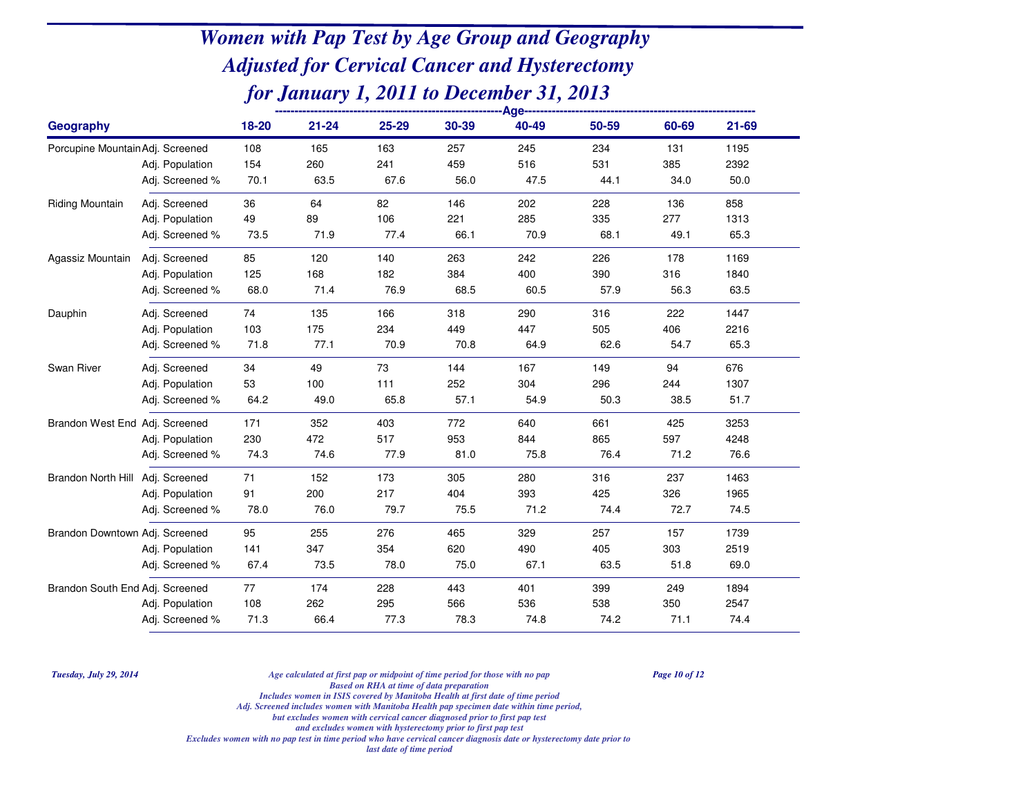# Women with Pap Test by Age Group and Geography Adjusted for Cervical Cancer and Hysterectomy for January 1, 2011 to December 31, 2013

| Geography | | Age | | | | | | | |
|---|---|---|---|---|---|---|---|---|---|
| | | 18-20 | 21-24 | 25-29 | 30-39 | 40-49 | 50-59 | 60-69 | 21-69 |
| Porcupine Mountain | Adj. Screened | 108 | 165 | 163 | 257 | 245 | 234 | 131 | 1195 |
| | Adj. Population | 154 | 260 | 241 | 459 | 516 | 531 | 385 | 2392 |
| | Adj. Screened % | 70.1 | 63.5 | 67.6 | 56.0 | 47.5 | 44.1 | 34.0 | 50.0 |
| Riding Mountain | Adj. Screened | 36 | 64 | 82 | 146 | 202 | 228 | 136 | 858 |
| | Adj. Population | 49 | 89 | 106 | 221 | 285 | 335 | 277 | 1313 |
| | Adj. Screened % | 73.5 | 71.9 | 77.4 | 66.1 | 70.9 | 68.1 | 49.1 | 65.3 |
| Agassiz Mountain | Adj. Screened | 85 | 120 | 140 | 263 | 242 | 226 | 178 | 1169 |
| | Adj. Population | 125 | 168 | 182 | 384 | 400 | 390 | 316 | 1840 |
| | Adj. Screened % | 68.0 | 71.4 | 76.9 | 68.5 | 60.5 | 57.9 | 56.3 | 63.5 |
| Dauphin | Adj. Screened | 74 | 135 | 166 | 318 | 290 | 316 | 222 | 1447 |
| | Adj. Population | 103 | 175 | 234 | 449 | 447 | 505 | 406 | 2216 |
| | Adj. Screened % | 71.8 | 77.1 | 70.9 | 70.8 | 64.9 | 62.6 | 54.7 | 65.3 |
| Swan River | Adj. Screened | 34 | 49 | 73 | 144 | 167 | 149 | 94 | 676 |
| | Adj. Population | 53 | 100 | 111 | 252 | 304 | 296 | 244 | 1307 |
| | Adj. Screened % | 64.2 | 49.0 | 65.8 | 57.1 | 54.9 | 50.3 | 38.5 | 51.7 |
| Brandon West End | Adj. Screened | 171 | 352 | 403 | 772 | 640 | 661 | 425 | 3253 |
| | Adj. Population | 230 | 472 | 517 | 953 | 844 | 865 | 597 | 4248 |
| | Adj. Screened % | 74.3 | 74.6 | 77.9 | 81.0 | 75.8 | 76.4 | 71.2 | 76.6 |
| Brandon North Hill | Adj. Screened | 71 | 152 | 173 | 305 | 280 | 316 | 237 | 1463 |
| | Adj. Population | 91 | 200 | 217 | 404 | 393 | 425 | 326 | 1965 |
| | Adj. Screened % | 78.0 | 76.0 | 79.7 | 75.5 | 71.2 | 74.4 | 72.7 | 74.5 |
| Brandon Downtown | Adj. Screened | 95 | 255 | 276 | 465 | 329 | 257 | 157 | 1739 |
| | Adj. Population | 141 | 347 | 354 | 620 | 490 | 405 | 303 | 2519 |
| | Adj. Screened % | 67.4 | 73.5 | 78.0 | 75.0 | 67.1 | 63.5 | 51.8 | 69.0 |
| Brandon South End | Adj. Screened | 77 | 174 | 228 | 443 | 401 | 399 | 249 | 1894 |
| | Adj. Population | 108 | 262 | 295 | 566 | 536 | 538 | 350 | 2547 |
| | Adj. Screened % | 71.3 | 66.4 | 77.3 | 78.3 | 74.8 | 74.2 | 71.1 | 74.4 |

*Tuesday, July 29, 2014*

*Age calculated at first pap or midpoint of time period for those with no pap*
*Based on RHA at time of data preparation*
*Includes women in ISIS covered by Manitoba Health at first date of time period*
*Adj. Screened includes women with Manitoba Health pap specimen date within time period,*
*but excludes women with cervical cancer diagnosed prior to first pap test*
*and excludes women with hysterectomy prior to first pap test*
*Excludes women with no pap test in time period who have cervical cancer diagnosis date or hysterectomy date prior to last date of time period*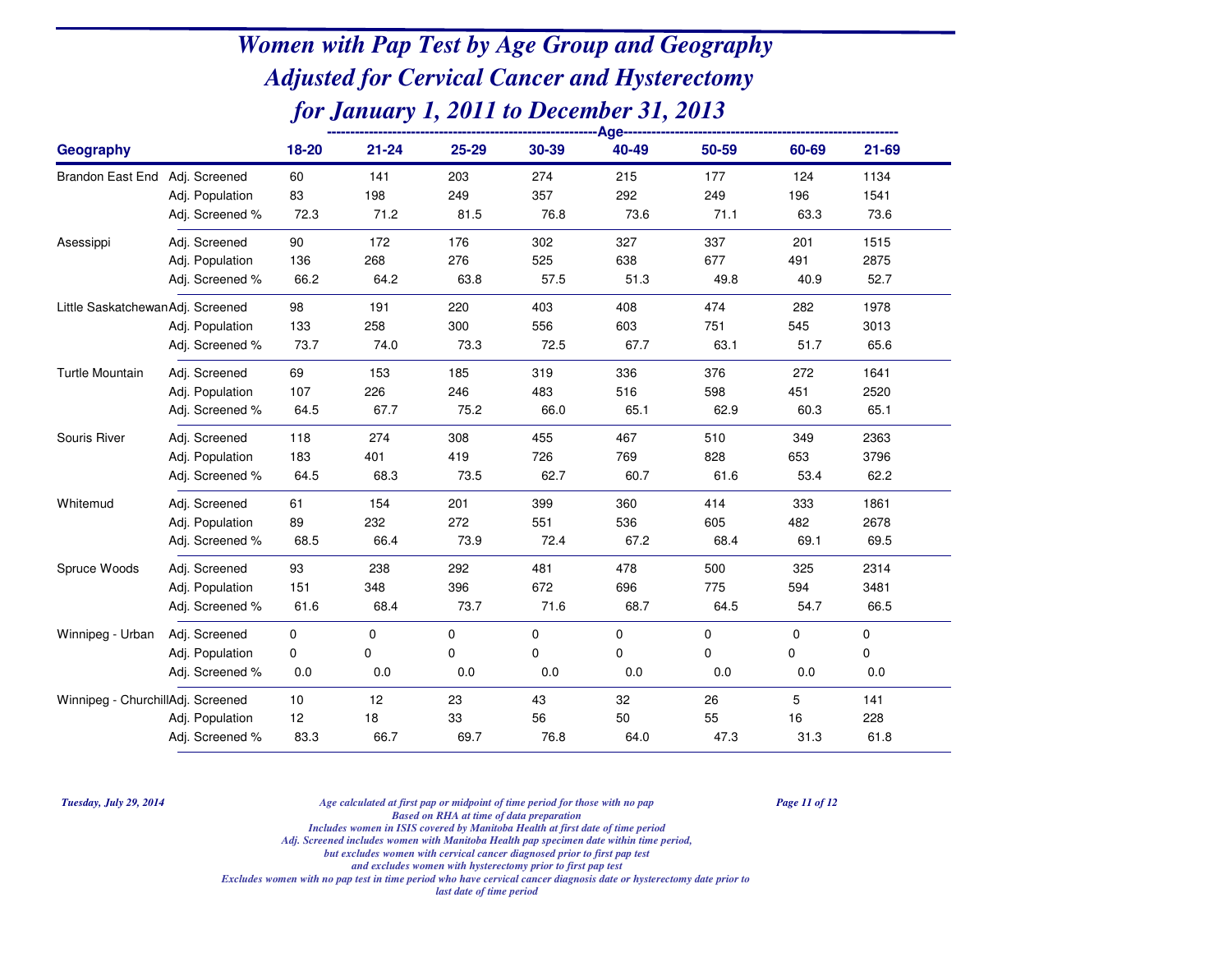# Women with Pap Test by Age Group and Geography Adjusted for Cervical Cancer and Hysterectomy for January 1, 2011 to December 31, 2013

| Geography | | 18-20 | 21-24 | 25-29 | 30-39 | 40-49 | 50-59 | 60-69 | 21-69 |
|---|---|---|---|---|---|---|---|---|---|
| Brandon East End | Adj. Screened | 60 | 141 | 203 | 274 | 215 | 177 | 124 | 1134 |
| | Adj. Population | 83 | 198 | 249 | 357 | 292 | 249 | 196 | 1541 |
| | Adj. Screened % | 72.3 | 71.2 | 81.5 | 76.8 | 73.6 | 71.1 | 63.3 | 73.6 |
| Asessippi | Adj. Screened | 90 | 172 | 176 | 302 | 327 | 337 | 201 | 1515 |
| | Adj. Population | 136 | 268 | 276 | 525 | 638 | 677 | 491 | 2875 |
| | Adj. Screened % | 66.2 | 64.2 | 63.8 | 57.5 | 51.3 | 49.8 | 40.9 | 52.7 |
| Little Saskatchewan | Adj. Screened | 98 | 191 | 220 | 403 | 408 | 474 | 282 | 1978 |
| | Adj. Population | 133 | 258 | 300 | 556 | 603 | 751 | 545 | 3013 |
| | Adj. Screened % | 73.7 | 74.0 | 73.3 | 72.5 | 67.7 | 63.1 | 51.7 | 65.6 |
| Turtle Mountain | Adj. Screened | 69 | 153 | 185 | 319 | 336 | 376 | 272 | 1641 |
| | Adj. Population | 107 | 226 | 246 | 483 | 516 | 598 | 451 | 2520 |
| | Adj. Screened % | 64.5 | 67.7 | 75.2 | 66.0 | 65.1 | 62.9 | 60.3 | 65.1 |
| Souris River | Adj. Screened | 118 | 274 | 308 | 455 | 467 | 510 | 349 | 2363 |
| | Adj. Population | 183 | 401 | 419 | 726 | 769 | 828 | 653 | 3796 |
| | Adj. Screened % | 64.5 | 68.3 | 73.5 | 62.7 | 60.7 | 61.6 | 53.4 | 62.2 |
| Whitemud | Adj. Screened | 61 | 154 | 201 | 399 | 360 | 414 | 333 | 1861 |
| | Adj. Population | 89 | 232 | 272 | 551 | 536 | 605 | 482 | 2678 |
| | Adj. Screened % | 68.5 | 66.4 | 73.9 | 72.4 | 67.2 | 68.4 | 69.1 | 69.5 |
| Spruce Woods | Adj. Screened | 93 | 238 | 292 | 481 | 478 | 500 | 325 | 2314 |
| | Adj. Population | 151 | 348 | 396 | 672 | 696 | 775 | 594 | 3481 |
| | Adj. Screened % | 61.6 | 68.4 | 73.7 | 71.6 | 68.7 | 64.5 | 54.7 | 66.5 |
| Winnipeg - Urban | Adj. Screened | 0 | 0 | 0 | 0 | 0 | 0 | 0 | 0 |
| | Adj. Population | 0 | 0 | 0 | 0 | 0 | 0 | 0 | 0 |
| | Adj. Screened % | 0.0 | 0.0 | 0.0 | 0.0 | 0.0 | 0.0 | 0.0 | 0.0 |
| Winnipeg - Churchill | Adj. Screened | 10 | 12 | 23 | 43 | 32 | 26 | 5 | 141 |
| | Adj. Population | 12 | 18 | 33 | 56 | 50 | 55 | 16 | 228 |
| | Adj. Screened % | 83.3 | 66.7 | 69.7 | 76.8 | 64.0 | 47.3 | 31.3 | 61.8 |

*Tuesday, July 29, 2014*

*Age calculated at first pap or midpoint of time period for those with no pap*
*Based on RHA at time of data preparation*
*Includes women in ISIS covered by Manitoba Health at first date of time period*
*Adj. Screened includes women with Manitoba Health pap specimen date within time period,*
*but excludes women with cervical cancer diagnosed prior to first pap test*
*and excludes women with hysterectomy prior to first pap test*
*Excludes women with no pap test in time period who have cervical cancer diagnosis date or hysterectomy date prior to last date of time period*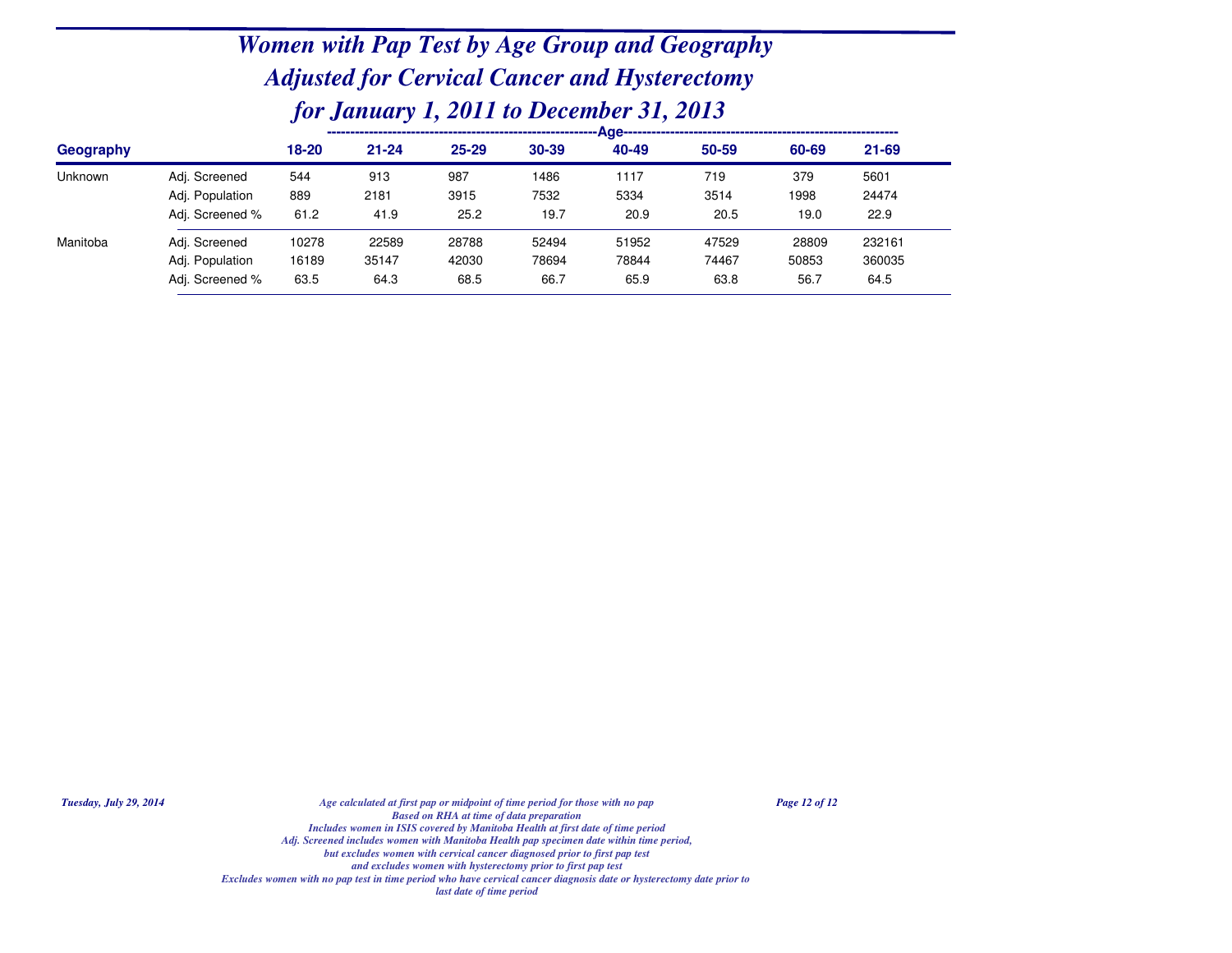# Women with Pap Test by Age Group and Geography
# Adjusted for Cervical Cancer and Hysterectomy
# for January 1, 2011 to December 31, 2013

| Geography | | Age | | | | | | | |
|---|---|---|---|---|---|---|---|---|---|
| | | 18-20 | 21-24 | 25-29 | 30-39 | 40-49 | 50-59 | 60-69 | 21-69 |
| Unknown | Adj. Screened | 544 | 913 | 987 | 1486 | 1117 | 719 | 379 | 5601 |
| | Adj. Population | 889 | 2181 | 3915 | 7532 | 5334 | 3514 | 1998 | 24474 |
| | Adj. Screened % | 61.2 | 41.9 | 25.2 | 19.7 | 20.9 | 20.5 | 19.0 | 22.9 |
| Manitoba | Adj. Screened | 10278 | 22589 | 28788 | 52494 | 51952 | 47529 | 28809 | 232161 |
| | Adj. Population | 16189 | 35147 | 42030 | 78694 | 78844 | 74467 | 50853 | 360035 |
| | Adj. Screened % | 63.5 | 64.3 | 68.5 | 66.7 | 65.9 | 63.8 | 56.7 | 64.5 |

*Tuesday, July 29, 2014*

*Age calculated at first pap or midpoint of time period for those with no pap*
*Based on RHA at time of data preparation*
*Includes women in ISIS covered by Manitoba Health at first date of time period*
*Adj. Screened includes women with Manitoba Health pap specimen date within time period,*
*but excludes women with cervical cancer diagnosed prior to first pap test*
*and excludes women with hysterectomy prior to first pap test*
*Excludes women with no pap test in time period who have cervical cancer diagnosis date or hysterectomy date prior to last date of time period*